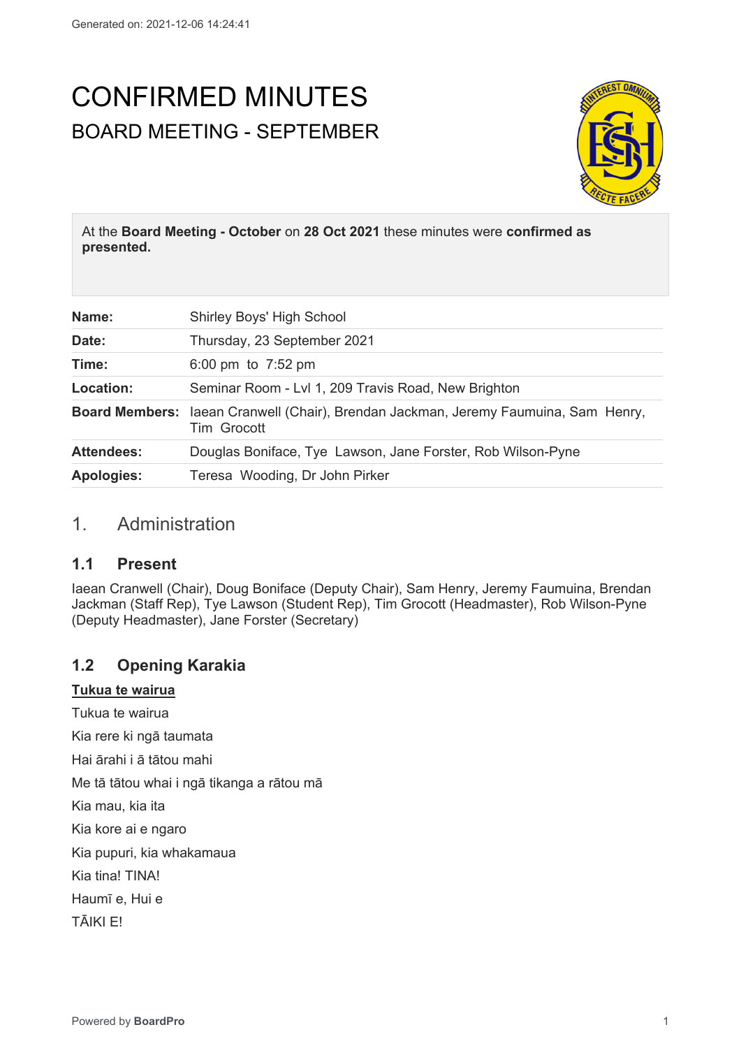Generated on: 2021-12-06 14:24:41

# CONFIRMED MINUTES

## BOARD MEETING - SEPTEMBER

At the **Board Meeting - October** on **28 Oct 2021** these minutes were **confirmed as presented.**

| | |
|---|---|
| **Name:** | Shirley Boys' High School |
| **Date:** | Thursday, 23 September 2021 |
| **Time:** | 6:00 pm to 7:52 pm |
| **Location:** | Seminar Room - Lvl 1, 209 Travis Road, New Brighton |
| **Board Members:** | Iaean Cranwell (Chair), Brendan Jackman, Jeremy Faumuina, Sam Henry, Tim Grocott |
| **Attendees:** | Douglas Boniface, Tye Lawson, Jane Forster, Rob Wilson-Pyne |
| **Apologies:** | Teresa Wooding, Dr John Pirker |

## 1. Administration

### 1.1 Present

Iaean Cranwell (Chair), Doug Boniface (Deputy Chair), Sam Henry, Jeremy Faumuina, Brendan Jackman (Staff Rep), Tye Lawson (Student Rep), Tim Grocott (Headmaster), Rob Wilson-Pyne (Deputy Headmaster), Jane Forster (Secretary)

### 1.2 Opening Karakia

**Tukua te wairua**

Tukua te wairua

Kia rere ki ngā taumata

Hai ārahi i ā tātou mahi

Me tā tātou whai i ngā tikanga a rātou mā

Kia mau, kia ita

Kia kore ai e ngaro

Kia pupuri, kia whakamaua

Kia tina! TINA!

Haumī e, Hui e

TĀIKI E!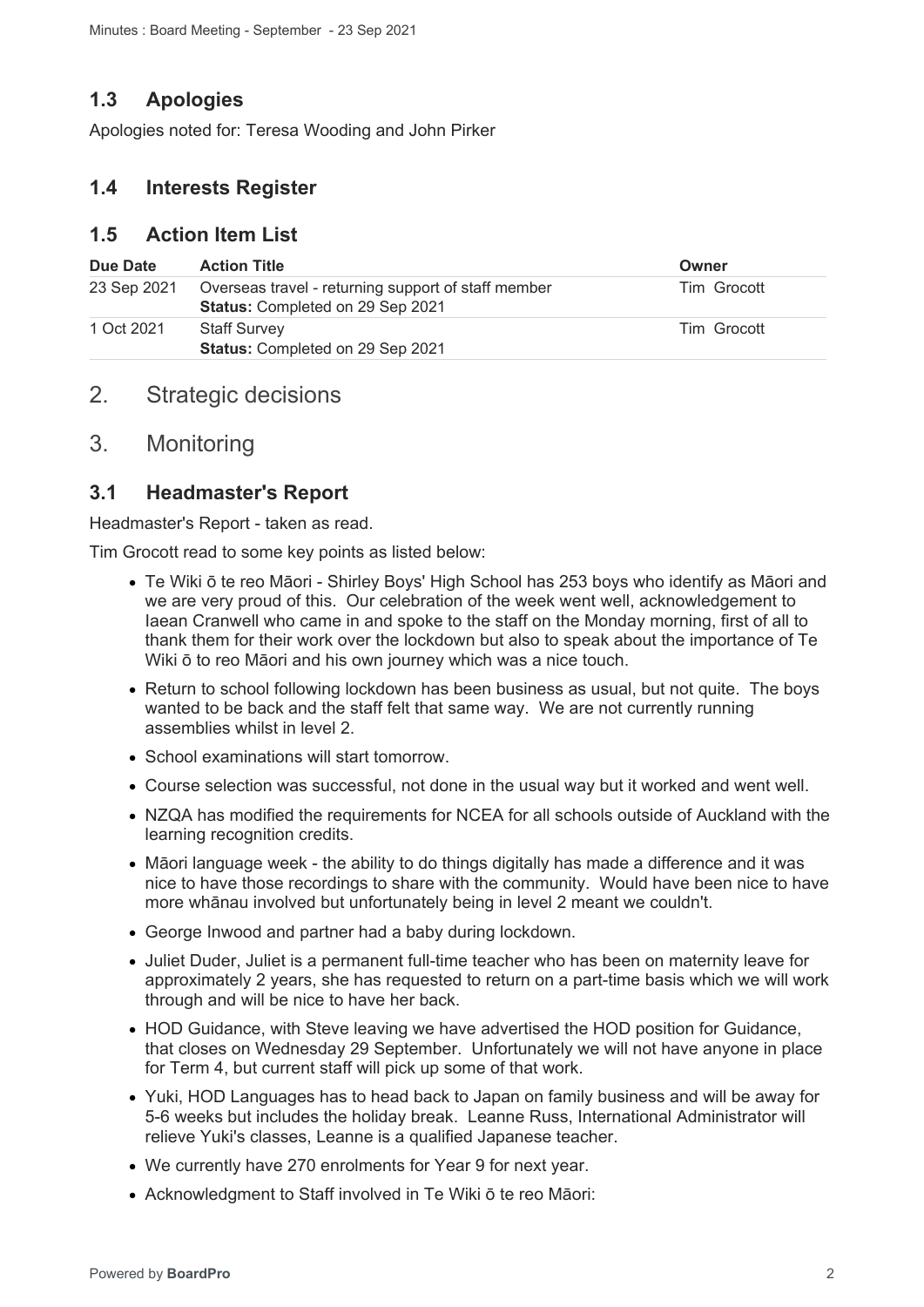## 1.3 Apologies

Apologies noted for: Teresa Wooding and John Pirker

## 1.4 Interests Register

## 1.5 Action Item List

| Due Date | Action Title | Owner |
|---|---|---|
| 23 Sep 2021 | Overseas travel - returning support of staff member<br>**Status:** Completed on 29 Sep 2021 | Tim Grocott |
| 1 Oct 2021 | Staff Survey<br>**Status:** Completed on 29 Sep 2021 | Tim Grocott |

# 2. Strategic decisions

# 3. Monitoring

## 3.1 Headmaster's Report

Headmaster's Report - taken as read.

Tim Grocott read to some key points as listed below:

- Te Wiki ō te reo Māori - Shirley Boys' High School has 253 boys who identify as Māori and we are very proud of this. Our celebration of the week went well, acknowledgement to Iaean Cranwell who came in and spoke to the staff on the Monday morning, first of all to thank them for their work over the lockdown but also to speak about the importance of Te Wiki ō to reo Māori and his own journey which was a nice touch.
- Return to school following lockdown has been business as usual, but not quite. The boys wanted to be back and the staff felt that same way. We are not currently running assemblies whilst in level 2.
- School examinations will start tomorrow.
- Course selection was successful, not done in the usual way but it worked and went well.
- NZQA has modified the requirements for NCEA for all schools outside of Auckland with the learning recognition credits.
- Māori language week - the ability to do things digitally has made a difference and it was nice to have those recordings to share with the community. Would have been nice to have more whānau involved but unfortunately being in level 2 meant we couldn't.
- George Inwood and partner had a baby during lockdown.
- Juliet Duder, Juliet is a permanent full-time teacher who has been on maternity leave for approximately 2 years, she has requested to return on a part-time basis which we will work through and will be nice to have her back.
- HOD Guidance, with Steve leaving we have advertised the HOD position for Guidance, that closes on Wednesday 29 September. Unfortunately we will not have anyone in place for Term 4, but current staff will pick up some of that work.
- Yuki, HOD Languages has to head back to Japan on family business and will be away for 5-6 weeks but includes the holiday break. Leanne Russ, International Administrator will relieve Yuki's classes, Leanne is a qualified Japanese teacher.
- We currently have 270 enrolments for Year 9 for next year.
- Acknowledgment to Staff involved in Te Wiki ō te reo Māori: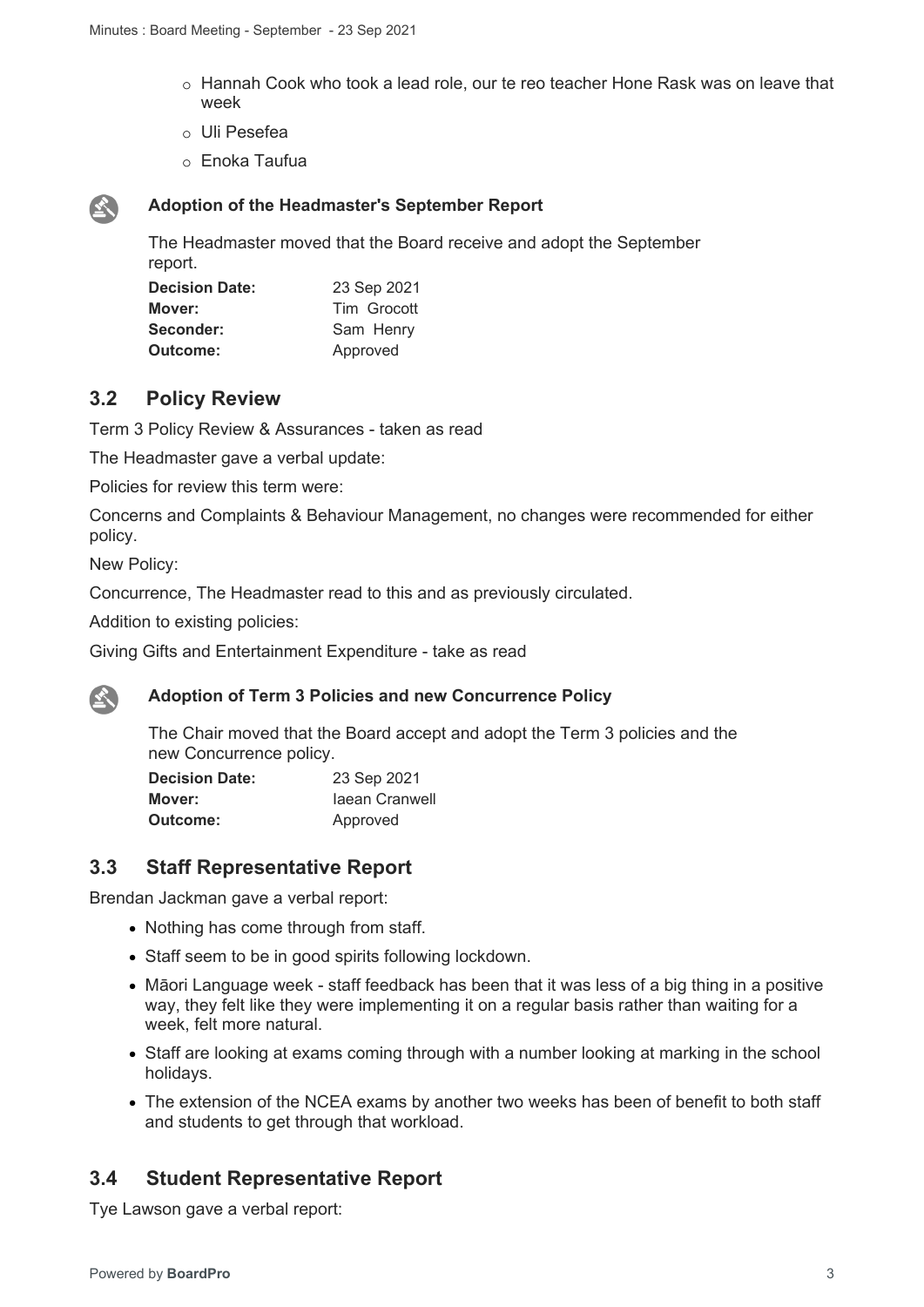- Hannah Cook who took a lead role, our te reo teacher Hone Rask was on leave that week
- Uli Pesefea
- Enoka Taufua

**Adoption of the Headmaster's September Report**

The Headmaster moved that the Board receive and adopt the September report.

| | |
|---|---|
| **Decision Date:** | 23 Sep 2021 |
| **Mover:** | Tim Grocott |
| **Seconder:** | Sam Henry |
| **Outcome:** | Approved |

## 3.2 Policy Review

Term 3 Policy Review & Assurances - taken as read

The Headmaster gave a verbal update:

Policies for review this term were:

Concerns and Complaints & Behaviour Management, no changes were recommended for either policy.

New Policy:

Concurrence, The Headmaster read to this and as previously circulated.

Addition to existing policies:

Giving Gifts and Entertainment Expenditure - take as read

**Adoption of Term 3 Policies and new Concurrence Policy**

The Chair moved that the Board accept and adopt the Term 3 policies and the new Concurrence policy.

| | |
|---|---|
| **Decision Date:** | 23 Sep 2021 |
| **Mover:** | Iaean Cranwell |
| **Outcome:** | Approved |

## 3.3 Staff Representative Report

Brendan Jackman gave a verbal report:

- Nothing has come through from staff.
- Staff seem to be in good spirits following lockdown.
- Māori Language week - staff feedback has been that it was less of a big thing in a positive way, they felt like they were implementing it on a regular basis rather than waiting for a week, felt more natural.
- Staff are looking at exams coming through with a number looking at marking in the school holidays.
- The extension of the NCEA exams by another two weeks has been of benefit to both staff and students to get through that workload.

## 3.4 Student Representative Report

Tye Lawson gave a verbal report: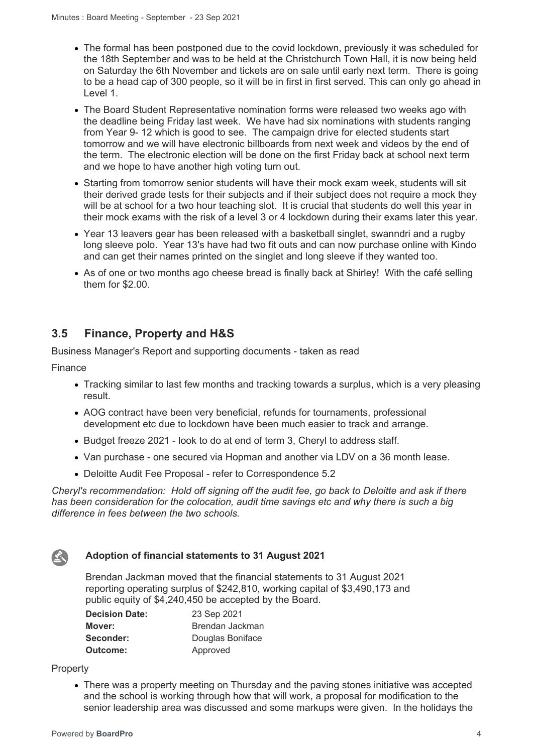- The formal has been postponed due to the covid lockdown, previously it was scheduled for the 18th September and was to be held at the Christchurch Town Hall, it is now being held on Saturday the 6th November and tickets are on sale until early next term. There is going to be a head cap of 300 people, so it will be in first in first served. This can only go ahead in Level 1.
- The Board Student Representative nomination forms were released two weeks ago with the deadline being Friday last week. We have had six nominations with students ranging from Year 9- 12 which is good to see. The campaign drive for elected students start tomorrow and we will have electronic billboards from next week and videos by the end of the term. The electronic election will be done on the first Friday back at school next term and we hope to have another high voting turn out.
- Starting from tomorrow senior students will have their mock exam week, students will sit their derived grade tests for their subjects and if their subject does not require a mock they will be at school for a two hour teaching slot. It is crucial that students do well this year in their mock exams with the risk of a level 3 or 4 lockdown during their exams later this year.
- Year 13 leavers gear has been released with a basketball singlet, swanndri and a rugby long sleeve polo. Year 13's have had two fit outs and can now purchase online with Kindo and can get their names printed on the singlet and long sleeve if they wanted too.
- As of one or two months ago cheese bread is finally back at Shirley! With the café selling them for $2.00.

## 3.5 Finance, Property and H&S

Business Manager's Report and supporting documents - taken as read

Finance

- Tracking similar to last few months and tracking towards a surplus, which is a very pleasing result.
- AOG contract have been very beneficial, refunds for tournaments, professional development etc due to lockdown have been much easier to track and arrange.
- Budget freeze 2021 - look to do at end of term 3, Cheryl to address staff.
- Van purchase - one secured via Hopman and another via LDV on a 36 month lease.
- Deloitte Audit Fee Proposal - refer to Correspondence 5.2

*Cheryl's recommendation: Hold off signing off the audit fee, go back to Deloitte and ask if there has been consideration for the colocation, audit time savings etc and why there is such a big difference in fees between the two schools.*

### Adoption of financial statements to 31 August 2021

Brendan Jackman moved that the financial statements to 31 August 2021 reporting operating surplus of $242,810, working capital of $3,490,173 and public equity of $4,240,450 be accepted by the Board.

| | |
|---|---|
| **Decision Date:** | 23 Sep 2021 |
| **Mover:** | Brendan Jackman |
| **Seconder:** | Douglas Boniface |
| **Outcome:** | Approved |

Property

- There was a property meeting on Thursday and the paving stones initiative was accepted and the school is working through how that will work, a proposal for modification to the senior leadership area was discussed and some markups were given. In the holidays the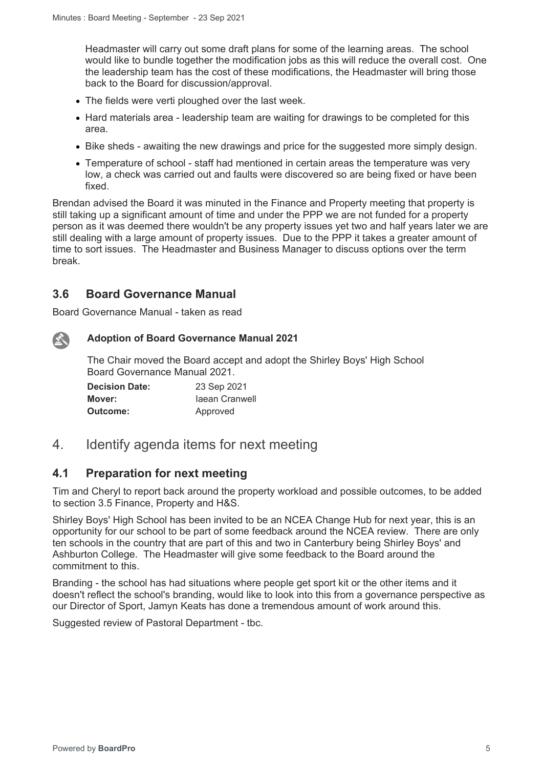Headmaster will carry out some draft plans for some of the learning areas. The school would like to bundle together the modification jobs as this will reduce the overall cost. One the leadership team has the cost of these modifications, the Headmaster will bring those back to the Board for discussion/approval.

- The fields were verti ploughed over the last week.
- Hard materials area - leadership team are waiting for drawings to be completed for this area.
- Bike sheds - awaiting the new drawings and price for the suggested more simply design.
- Temperature of school - staff had mentioned in certain areas the temperature was very low, a check was carried out and faults were discovered so are being fixed or have been fixed.

Brendan advised the Board it was minuted in the Finance and Property meeting that property is still taking up a significant amount of time and under the PPP we are not funded for a property person as it was deemed there wouldn't be any property issues yet two and half years later we are still dealing with a large amount of property issues. Due to the PPP it takes a greater amount of time to sort issues. The Headmaster and Business Manager to discuss options over the term break.

## 3.6 Board Governance Manual

Board Governance Manual - taken as read

**Adoption of Board Governance Manual 2021**

The Chair moved the Board accept and adopt the Shirley Boys' High School Board Governance Manual 2021.

| | |
|---|---|
| **Decision Date:** | 23 Sep 2021 |
| **Mover:** | Iaean Cranwell |
| **Outcome:** | Approved |

# 4. Identify agenda items for next meeting

## 4.1 Preparation for next meeting

Tim and Cheryl to report back around the property workload and possible outcomes, to be added to section 3.5 Finance, Property and H&S.

Shirley Boys' High School has been invited to be an NCEA Change Hub for next year, this is an opportunity for our school to be part of some feedback around the NCEA review. There are only ten schools in the country that are part of this and two in Canterbury being Shirley Boys' and Ashburton College. The Headmaster will give some feedback to the Board around the commitment to this.

Branding - the school has had situations where people get sport kit or the other items and it doesn't reflect the school's branding, would like to look into this from a governance perspective as our Director of Sport, Jamyn Keats has done a tremendous amount of work around this.

Suggested review of Pastoral Department - tbc.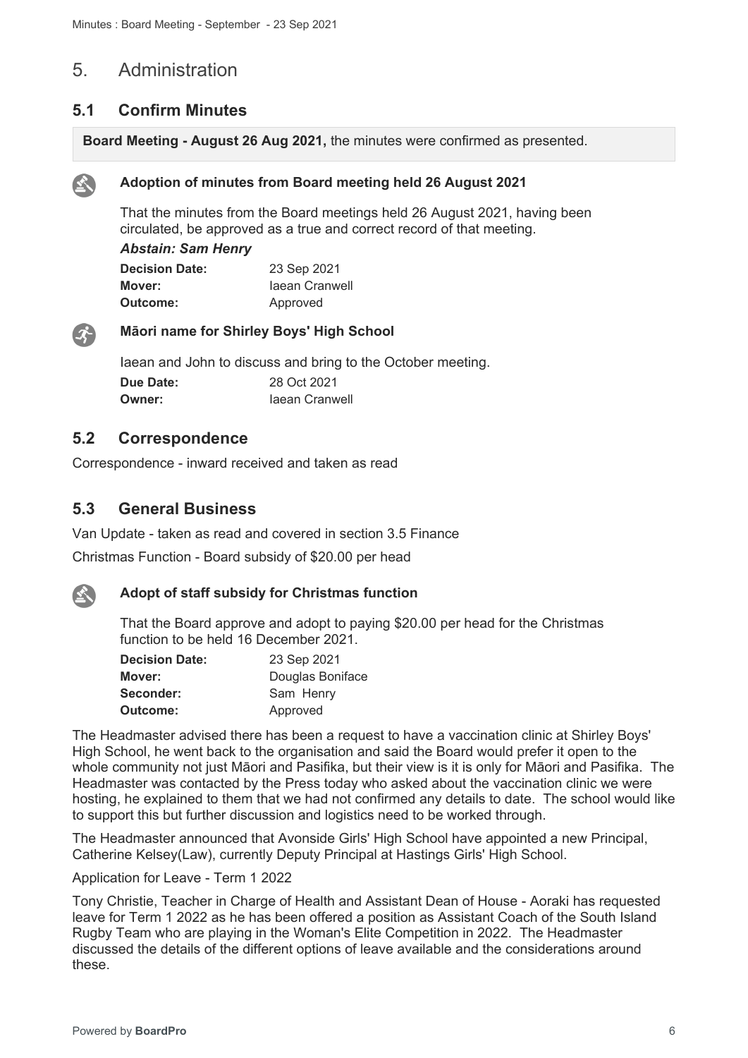# 5. Administration

## 5.1 Confirm Minutes

**Board Meeting - August 26 Aug 2021,** the minutes were confirmed as presented.

**Adoption of minutes from Board meeting held 26 August 2021**

That the minutes from the Board meetings held 26 August 2021, having been circulated, be approved as a true and correct record of that meeting.

***Abstain: Sam Henry***

| | |
|---|---|
| **Decision Date:** | 23 Sep 2021 |
| **Mover:** | Iaean Cranwell |
| **Outcome:** | Approved |

**Māori name for Shirley Boys' High School**

Iaean and John to discuss and bring to the October meeting.

| | |
|---|---|
| **Due Date:** | 28 Oct 2021 |
| **Owner:** | Iaean Cranwell |

## 5.2 Correspondence

Correspondence - inward received and taken as read

## 5.3 General Business

Van Update - taken as read and covered in section 3.5 Finance

Christmas Function - Board subsidy of $20.00 per head

**Adopt of staff subsidy for Christmas function**

That the Board approve and adopt to paying $20.00 per head for the Christmas function to be held 16 December 2021.

| | |
|---|---|
| **Decision Date:** | 23 Sep 2021 |
| **Mover:** | Douglas Boniface |
| **Seconder:** | Sam Henry |
| **Outcome:** | Approved |

The Headmaster advised there has been a request to have a vaccination clinic at Shirley Boys' High School, he went back to the organisation and said the Board would prefer it open to the whole community not just Māori and Pasifika, but their view is it is only for Māori and Pasifika. The Headmaster was contacted by the Press today who asked about the vaccination clinic we were hosting, he explained to them that we had not confirmed any details to date. The school would like to support this but further discussion and logistics need to be worked through.

The Headmaster announced that Avonside Girls' High School have appointed a new Principal, Catherine Kelsey(Law), currently Deputy Principal at Hastings Girls' High School.

Application for Leave - Term 1 2022

Tony Christie, Teacher in Charge of Health and Assistant Dean of House - Aoraki has requested leave for Term 1 2022 as he has been offered a position as Assistant Coach of the South Island Rugby Team who are playing in the Woman's Elite Competition in 2022. The Headmaster discussed the details of the different options of leave available and the considerations around these.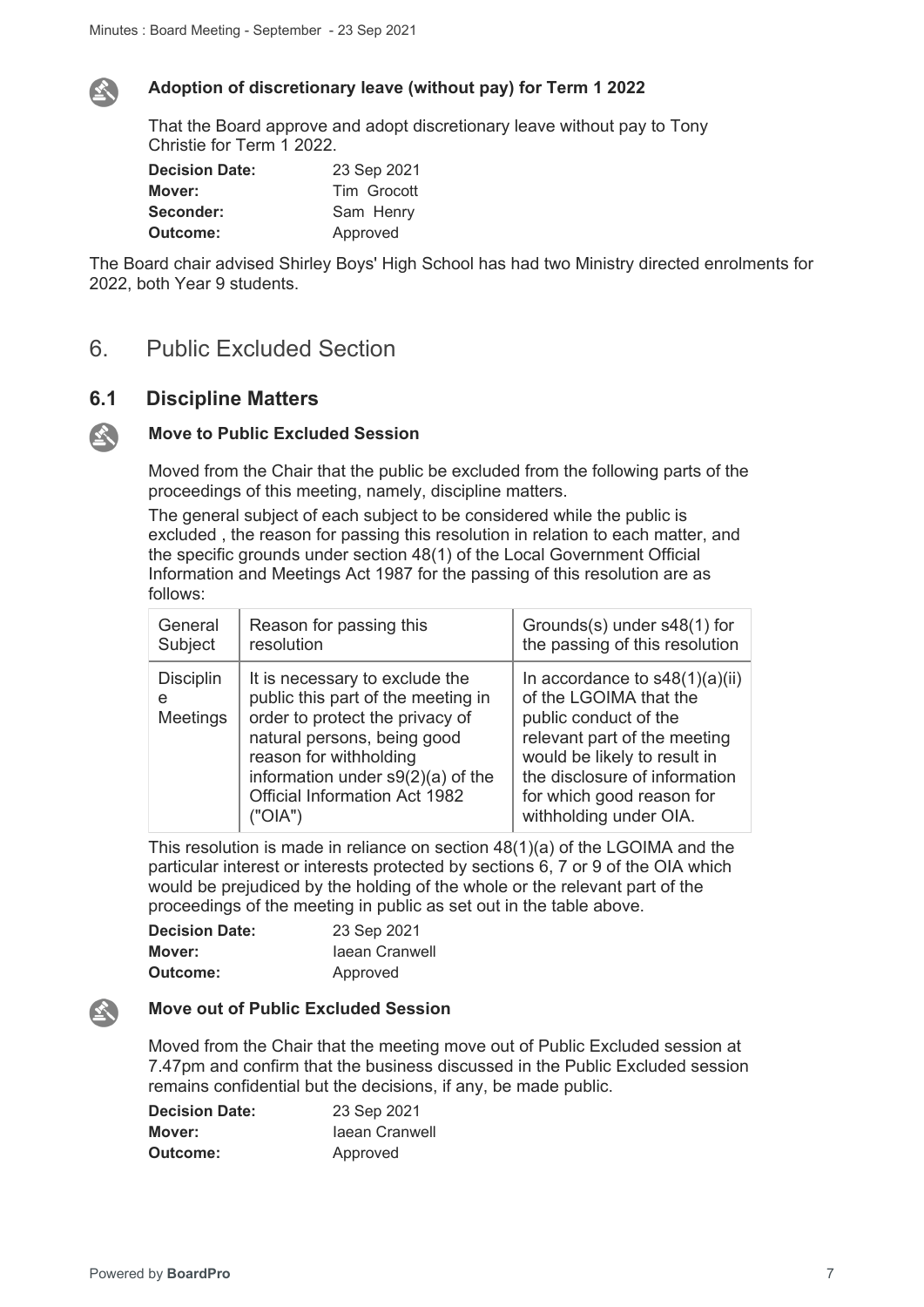**Adoption of discretionary leave (without pay) for Term 1 2022**

That the Board approve and adopt discretionary leave without pay to Tony Christie for Term 1 2022.

**Decision Date:** 23 Sep 2021
**Mover:** Tim Grocott
**Seconder:** Sam Henry
**Outcome:** Approved

The Board chair advised Shirley Boys' High School has had two Ministry directed enrolments for 2022, both Year 9 students.

# 6. Public Excluded Section

## 6.1 Discipline Matters

**Move to Public Excluded Session**

Moved from the Chair that the public be excluded from the following parts of the proceedings of this meeting, namely, discipline matters.

The general subject of each subject to be considered while the public is excluded , the reason for passing this resolution in relation to each matter, and the specific grounds under section 48(1) of the Local Government Official Information and Meetings Act 1987 for the passing of this resolution are as follows:

| General Subject | Reason for passing this resolution | Grounds(s) under s48(1) for the passing of this resolution |
|---|---|---|
| Discipline Meetings | It is necessary to exclude the public this part of the meeting in order to protect the privacy of natural persons, being good reason for withholding information under s9(2)(a) of the Official Information Act 1982 ("OIA") | In accordance to s48(1)(a)(ii) of the LGOIMA that the public conduct of the relevant part of the meeting would be likely to result in the disclosure of information for which good reason for withholding under OIA. |

This resolution is made in reliance on section 48(1)(a) of the LGOIMA and the particular interest or interests protected by sections 6, 7 or 9 of the OIA which would be prejudiced by the holding of the whole or the relevant part of the proceedings of the meeting in public as set out in the table above.

**Decision Date:** 23 Sep 2021
**Mover:** Iaean Cranwell
**Outcome:** Approved

**Move out of Public Excluded Session**

Moved from the Chair that the meeting move out of Public Excluded session at 7.47pm and confirm that the business discussed in the Public Excluded session remains confidential but the decisions, if any, be made public.

**Decision Date:** 23 Sep 2021
**Mover:** Iaean Cranwell
**Outcome:** Approved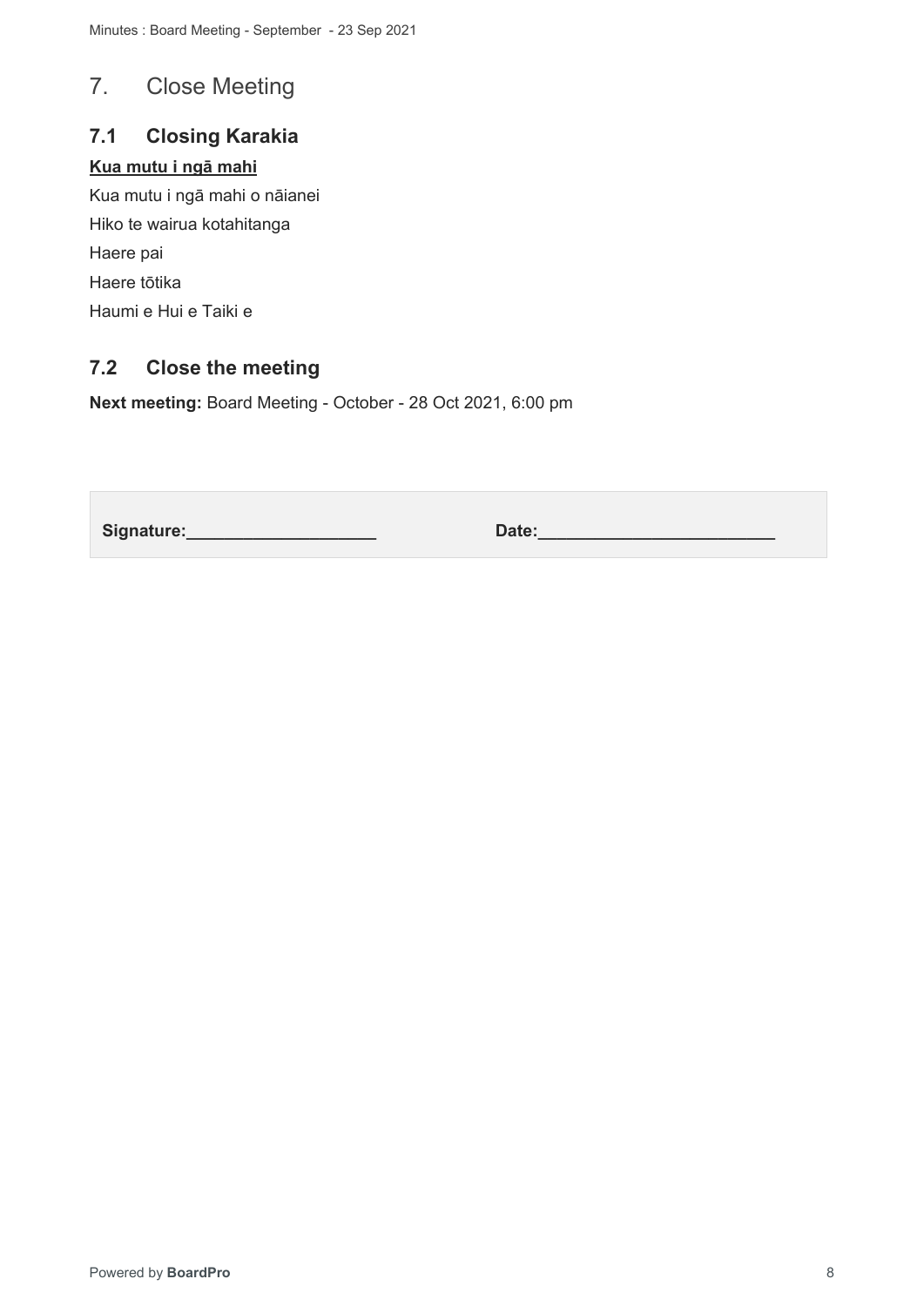# 7. Close Meeting

## 7.1 Closing Karakia

**Kua mutu i ngā mahi**

Kua mutu i ngā mahi o nāianei

Hiko te wairua kotahitanga

Haere pai

Haere tōtika

Haumi e Hui e Taiki e

## 7.2 Close the meeting

**Next meeting:** Board Meeting - October - 28 Oct 2021, 6:00 pm

**Signature:___________________** **Date:________________________**